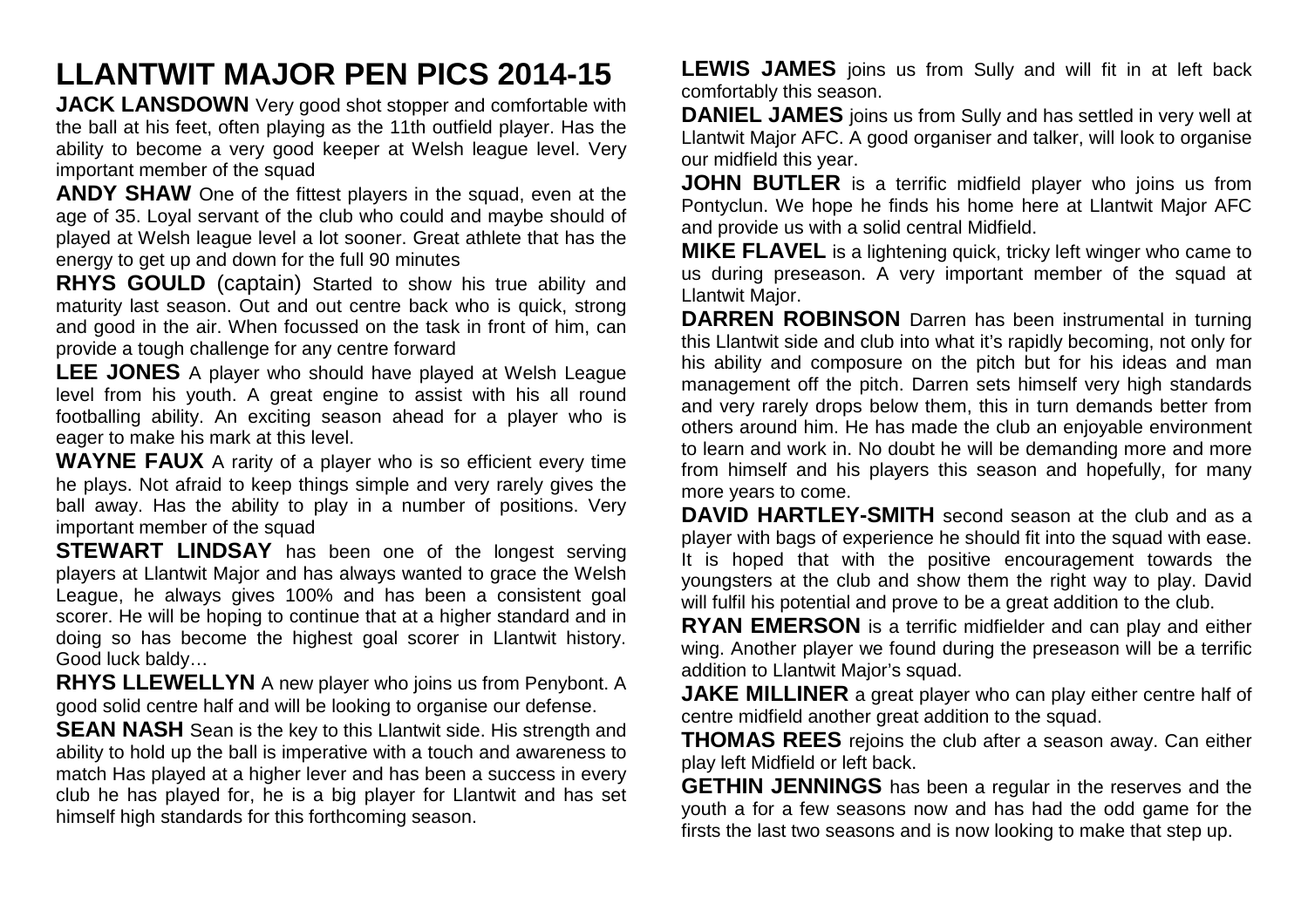# LLANTWIT MAJOR PEN PICS 2014-15

**JACK LANSDOWN** Very good shot stopper and comfortable with the ball at his feet, often playing as the 11th outfield player. Has the ability to become a very good keeper at Welsh league level. Very important member of the squad

**ANDY SHAW** One of the fittest players in the squad, even at the age of 35. Loyal servant of the club who could and maybe should of played at Welsh league level a lot sooner. Great athlete that has the energy to get up and down for the full 90 minutes

**RHYS GOULD** (captain) Started to show his true ability and maturity last season. Out and out centre back who is quick, strong and good in the air. When focussed on the task in front of him, can provide a tough challenge for any centre forward

**LEE JONES** A player who should have played at Welsh League level from his youth. A great engine to assist with his all round footballing ability. An exciting season ahead for a player who is eager to make his mark at this level.

**WAYNE FAUX** A rarity of a player who is so efficient every time he plays. Not afraid to keep things simple and very rarely gives the ball away. Has the ability to play in a number of positions. Very important member of the squad

**STEWART LINDSAY** has been one of the longest serving players at Llantwit Major and has always wanted to grace the Welsh League, he always gives 100% and has been a consistent goal scorer. He will be hoping to continue that at a higher standard and in doing so has become the highest goal scorer in Llantwit history. Good luck baldy…

**RHYS LLEWELLYN** A new player who joins us from Penybont. A good solid centre half and will be looking to organise our defense.

**SEAN NASH** Sean is the key to this Llantwit side. His strength and ability to hold up the ball is imperative with a touch and awareness to match Has played at a higher lever and has been a success in every club he has played for, he is a big player for Llantwit and has set himself high standards for this forthcoming season.

**LEWIS JAMES** joins us from Sully and will fit in at left back comfortably this season.

**DANIEL JAMES** joins us from Sully and has settled in very well at Llantwit Major AFC. A good organiser and talker, will look to organise our midfield this year.

**JOHN BUTLER** is a terrific midfield player who joins us from Pontyclun. We hope he finds his home here at Llantwit Major AFC and provide us with a solid central Midfield.

**MIKE FLAVEL** is a lightening quick, tricky left winger who came to us during preseason. A very important member of the squad at Llantwit Major.

**DARREN ROBINSON** Darren has been instrumental in turning this Llantwit side and club into what it's rapidly becoming, not only for his ability and composure on the pitch but for his ideas and man management off the pitch. Darren sets himself very high standards and very rarely drops below them, this in turn demands better from others around him. He has made the club an enjoyable environment to learn and work in. No doubt he will be demanding more and more from himself and his players this season and hopefully, for many more years to come.

**DAVID HARTLEY-SMITH** second season at the club and as a player with bags of experience he should fit into the squad with ease. It is hoped that with the positive encouragement towards the youngsters at the club and show them the right way to play. David will fulfil his potential and prove to be a great addition to the club.

**RYAN EMERSON** is a terrific midfielder and can play and either wing. Another player we found during the preseason will be a terrific addition to Llantwit Major's squad.

**JAKE MILLINER** a great player who can play either centre half of centre midfield another great addition to the squad.

**THOMAS REES** rejoins the club after a season away. Can either play left Midfield or left back.

**GETHIN JENNINGS** has been a regular in the reserves and the youth a for a few seasons now and has had the odd game for the firsts the last two seasons and is now looking to make that step up.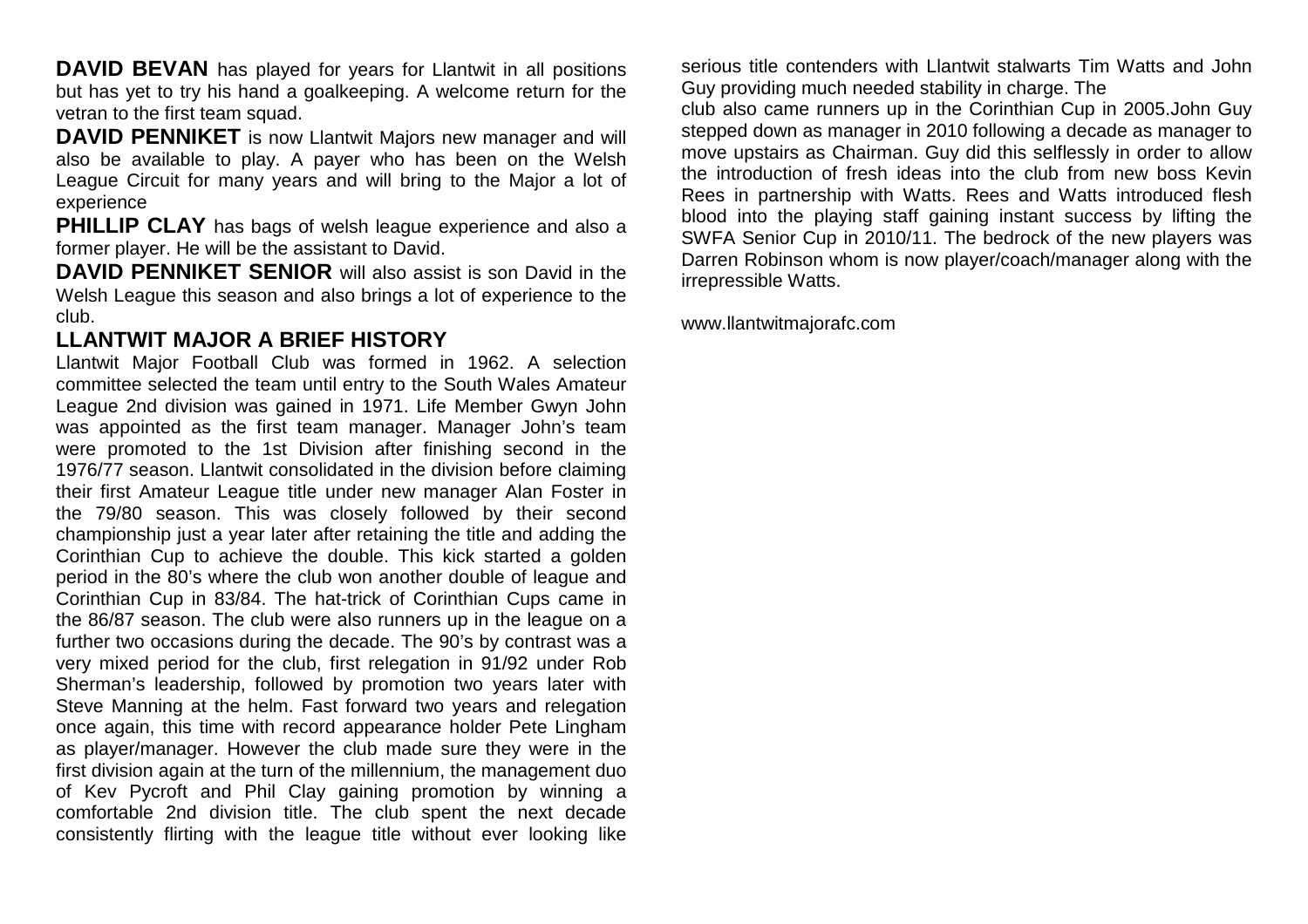**DAVID BEVAN** has played for years for Llantwit in all positions but has yet to try his hand a goalkeeping. A welcome return for the vetran to the first team squad.

**DAVID PENNIKET** is now Llantwit Majors new manager and will also be available to play. A payer who has been on the Welsh League Circuit for many years and will bring to the Major a lot of experience

**PHILLIP CLAY** has bags of welsh league experience and also a former player. He will be the assistant to David.

**DAVID PENNIKET SENIOR** will also assist is son David in the Welsh League this season and also brings a lot of experience to the club.

## LLANTWIT MAJOR A BRIEF HISTORY

Llantwit Major Football Club was formed in 1962. A selection committee selected the team until entry to the South Wales Amateur League 2nd division was gained in 1971. Life Member Gwyn John was appointed as the first team manager. Manager John's team were promoted to the 1st Division after finishing second in the 1976/77 season. Llantwit consolidated in the division before claiming their first Amateur League title under new manager Alan Foster in the 79/80 season. This was closely followed by their second championship just a year later after retaining the title and adding the Corinthian Cup to achieve the double. This kick started a golden period in the 80's where the club won another double of league and Corinthian Cup in 83/84. The hat-trick of Corinthian Cups came in the 86/87 season. The club were also runners up in the league on a further two occasions during the decade. The 90's by contrast was a very mixed period for the club, first relegation in 91/92 under Rob Sherman's leadership, followed by promotion two years later with Steve Manning at the helm. Fast forward two years and relegation once again, this time with record appearance holder Pete Lingham as player/manager. However the club made sure they were in the first division again at the turn of the millennium, the management duo of Kev Pycroft and Phil Clay gaining promotion by winning a comfortable 2nd division title. The club spent the next decade consistently flirting with the league title without ever looking like serious title contenders with Llantwit stalwarts Tim Watts and John Guy providing much needed stability in charge. The club also came runners up in the Corinthian Cup in 2005.John Guy stepped down as manager in 2010 following a decade as manager to move upstairs as Chairman. Guy did this selflessly in order to allow the introduction of fresh ideas into the club from new boss Kevin Rees in partnership with Watts. Rees and Watts introduced flesh blood into the playing staff gaining instant success by lifting the SWFA Senior Cup in 2010/11. The bedrock of the new players was Darren Robinson whom is now player/coach/manager along with the irrepressible Watts.

www.llantwitmajorafc.com